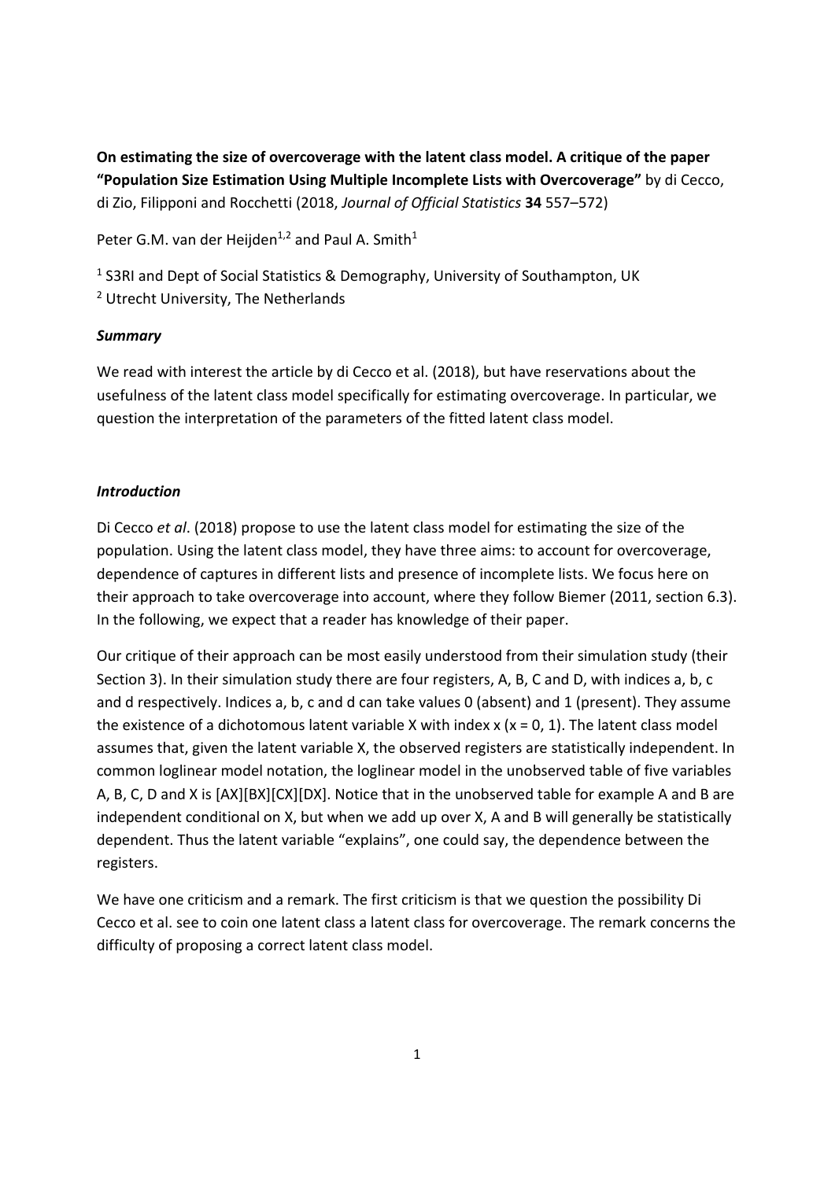**On estimating the size of overcoverage with the latent class model. A critique of the paper "Population Size Estimation Using Multiple Incomplete Lists with Overcoverage"** by di Cecco, di Zio, Filipponi and Rocchetti (2018, *Journal of Official Statistics* **34** 557–572)

Peter G.M. van der Heijden[1,2] and Paul A. Smith[1]

[1] S3RI and Dept of Social Statistics & Demography, University of Southampton, UK
[2] Utrecht University, The Netherlands

### *Summary*

We read with interest the article by di Cecco et al. (2018), but have reservations about the usefulness of the latent class model specifically for estimating overcoverage. In particular, we question the interpretation of the parameters of the fitted latent class model.

### *Introduction*

Di Cecco *et al*. (2018) propose to use the latent class model for estimating the size of the population. Using the latent class model, they have three aims: to account for overcoverage, dependence of captures in different lists and presence of incomplete lists. We focus here on their approach to take overcoverage into account, where they follow Biemer (2011, section 6.3). In the following, we expect that a reader has knowledge of their paper.

Our critique of their approach can be most easily understood from their simulation study (their Section 3). In their simulation study there are four registers, A, B, C and D, with indices a, b, c and d respectively. Indices a, b, c and d can take values 0 (absent) and 1 (present). They assume the existence of a dichotomous latent variable X with index x (x = 0, 1). The latent class model assumes that, given the latent variable X, the observed registers are statistically independent. In common loglinear model notation, the loglinear model in the unobserved table of five variables A, B, C, D and X is [AX][BX][CX][DX]. Notice that in the unobserved table for example A and B are independent conditional on X, but when we add up over X, A and B will generally be statistically dependent. Thus the latent variable "explains", one could say, the dependence between the registers.

We have one criticism and a remark. The first criticism is that we question the possibility Di Cecco et al. see to coin one latent class a latent class for overcoverage. The remark concerns the difficulty of proposing a correct latent class model.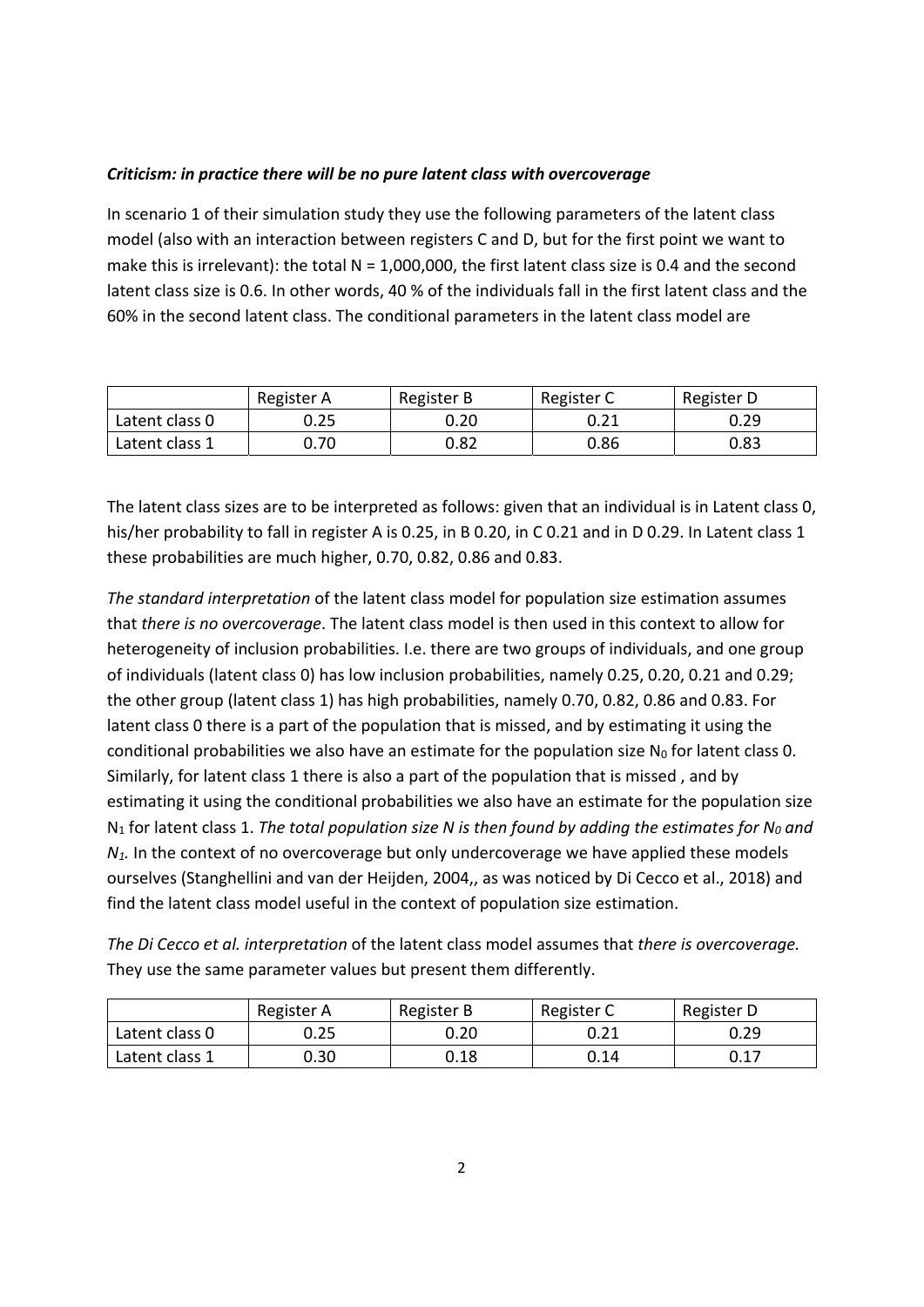***Criticism: in practice there will be no pure latent class with overcoverage***

In scenario 1 of their simulation study they use the following parameters of the latent class model (also with an interaction between registers C and D, but for the first point we want to make this is irrelevant): the total N = 1,000,000, the first latent class size is 0.4 and the second latent class size is 0.6. In other words, 40 % of the individuals fall in the first latent class and the 60% in the second latent class. The conditional parameters in the latent class model are

| | Register A | Register B | Register C | Register D |
|---|---|---|---|---|
| Latent class 0 | 0.25 | 0.20 | 0.21 | 0.29 |
| Latent class 1 | 0.70 | 0.82 | 0.86 | 0.83 |

The latent class sizes are to be interpreted as follows: given that an individual is in Latent class 0, his/her probability to fall in register A is 0.25, in B 0.20, in C 0.21 and in D 0.29. In Latent class 1 these probabilities are much higher, 0.70, 0.82, 0.86 and 0.83.

*The standard interpretation* of the latent class model for population size estimation assumes that *there is no overcoverage*. The latent class model is then used in this context to allow for heterogeneity of inclusion probabilities. I.e. there are two groups of individuals, and one group of individuals (latent class 0) has low inclusion probabilities, namely 0.25, 0.20, 0.21 and 0.29; the other group (latent class 1) has high probabilities, namely 0.70, 0.82, 0.86 and 0.83. For latent class 0 there is a part of the population that is missed, and by estimating it using the conditional probabilities we also have an estimate for the population size $N_0$ for latent class 0. Similarly, for latent class 1 there is also a part of the population that is missed , and by estimating it using the conditional probabilities we also have an estimate for the population size $N_1$ for latent class 1. *The total population size N is then found by adding the estimates for $N_0$ and $N_1$.* In the context of no overcoverage but only undercoverage we have applied these models ourselves (Stanghellini and van der Heijden, 2004,, as was noticed by Di Cecco et al., 2018) and find the latent class model useful in the context of population size estimation.

*The Di Cecco et al. interpretation* of the latent class model assumes that *there is overcoverage.* They use the same parameter values but present them differently.

| | Register A | Register B | Register C | Register D |
|---|---|---|---|---|
| Latent class 0 | 0.25 | 0.20 | 0.21 | 0.29 |
| Latent class 1 | 0.30 | 0.18 | 0.14 | 0.17 |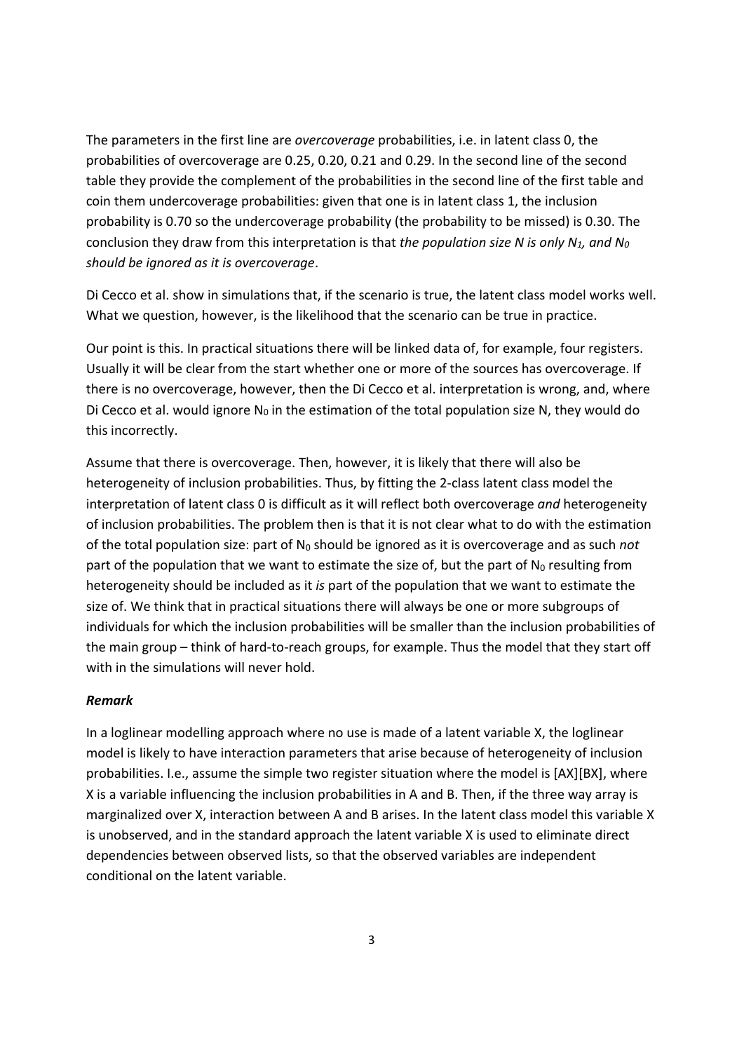The parameters in the first line are *overcoverage* probabilities, i.e. in latent class 0, the probabilities of overcoverage are 0.25, 0.20, 0.21 and 0.29. In the second line of the second table they provide the complement of the probabilities in the second line of the first table and coin them undercoverage probabilities: given that one is in latent class 1, the inclusion probability is 0.70 so the undercoverage probability (the probability to be missed) is 0.30. The conclusion they draw from this interpretation is that *the population size N is only* $N_1$*, and* $N_0$ *should be ignored as it is overcoverage*.

Di Cecco et al. show in simulations that, if the scenario is true, the latent class model works well. What we question, however, is the likelihood that the scenario can be true in practice.

Our point is this. In practical situations there will be linked data of, for example, four registers. Usually it will be clear from the start whether one or more of the sources has overcoverage. If there is no overcoverage, however, then the Di Cecco et al. interpretation is wrong, and, where Di Cecco et al. would ignore $N_0$ in the estimation of the total population size N, they would do this incorrectly.

Assume that there is overcoverage. Then, however, it is likely that there will also be heterogeneity of inclusion probabilities. Thus, by fitting the 2-class latent class model the interpretation of latent class 0 is difficult as it will reflect both overcoverage *and* heterogeneity of inclusion probabilities. The problem then is that it is not clear what to do with the estimation of the total population size: part of $N_0$ should be ignored as it is overcoverage and as such *not* part of the population that we want to estimate the size of, but the part of $N_0$ resulting from heterogeneity should be included as it *is* part of the population that we want to estimate the size of. We think that in practical situations there will always be one or more subgroups of individuals for which the inclusion probabilities will be smaller than the inclusion probabilities of the main group – think of hard-to-reach groups, for example. Thus the model that they start off with in the simulations will never hold.

***Remark***

In a loglinear modelling approach where no use is made of a latent variable X, the loglinear model is likely to have interaction parameters that arise because of heterogeneity of inclusion probabilities. I.e., assume the simple two register situation where the model is [AX][BX], where X is a variable influencing the inclusion probabilities in A and B. Then, if the three way array is marginalized over X, interaction between A and B arises. In the latent class model this variable X is unobserved, and in the standard approach the latent variable X is used to eliminate direct dependencies between observed lists, so that the observed variables are independent conditional on the latent variable.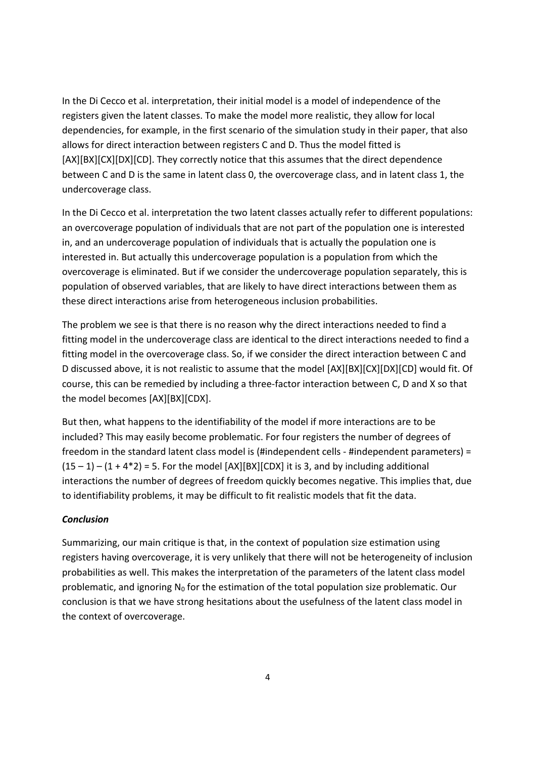In the Di Cecco et al. interpretation, their initial model is a model of independence of the registers given the latent classes. To make the model more realistic, they allow for local dependencies, for example, in the first scenario of the simulation study in their paper, that also allows for direct interaction between registers C and D. Thus the model fitted is [AX][BX][CX][DX][CD]. They correctly notice that this assumes that the direct dependence between C and D is the same in latent class 0, the overcoverage class, and in latent class 1, the undercoverage class.

In the Di Cecco et al. interpretation the two latent classes actually refer to different populations: an overcoverage population of individuals that are not part of the population one is interested in, and an undercoverage population of individuals that is actually the population one is interested in. But actually this undercoverage population is a population from which the overcoverage is eliminated. But if we consider the undercoverage population separately, this is population of observed variables, that are likely to have direct interactions between them as these direct interactions arise from heterogeneous inclusion probabilities.

The problem we see is that there is no reason why the direct interactions needed to find a fitting model in the undercoverage class are identical to the direct interactions needed to find a fitting model in the overcoverage class. So, if we consider the direct interaction between C and D discussed above, it is not realistic to assume that the model [AX][BX][CX][DX][CD] would fit. Of course, this can be remedied by including a three-factor interaction between C, D and X so that the model becomes [AX][BX][CDX].

But then, what happens to the identifiability of the model if more interactions are to be included? This may easily become problematic. For four registers the number of degrees of freedom in the standard latent class model is (#independent cells - #independent parameters) = $(15 - 1) - (1 + 4*2) = 5$. For the model [AX][BX][CDX] it is 3, and by including additional interactions the number of degrees of freedom quickly becomes negative. This implies that, due to identifiability problems, it may be difficult to fit realistic models that fit the data.

***Conclusion***

Summarizing, our main critique is that, in the context of population size estimation using registers having overcoverage, it is very unlikely that there will not be heterogeneity of inclusion probabilities as well. This makes the interpretation of the parameters of the latent class model problematic, and ignoring $N_0$ for the estimation of the total population size problematic. Our conclusion is that we have strong hesitations about the usefulness of the latent class model in the context of overcoverage.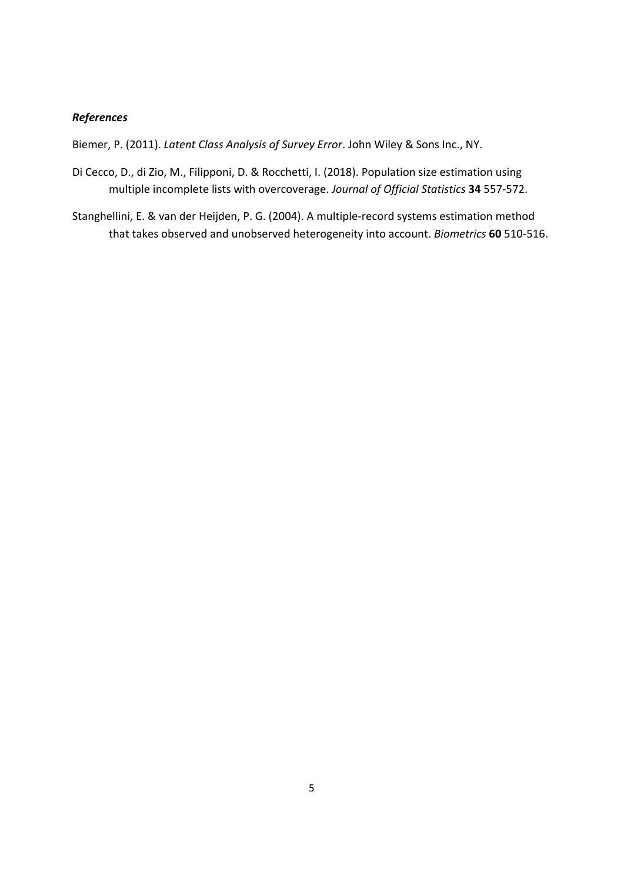***References***

Biemer, P. (2011). *Latent Class Analysis of Survey Error*. John Wiley & Sons Inc., NY.

Di Cecco, D., di Zio, M., Filipponi, D. & Rocchetti, I. (2018). Population size estimation using multiple incomplete lists with overcoverage. *Journal of Official Statistics* **34** 557-572.

Stanghellini, E. & van der Heijden, P. G. (2004). A multiple-record systems estimation method that takes observed and unobserved heterogeneity into account. *Biometrics* **60** 510-516.